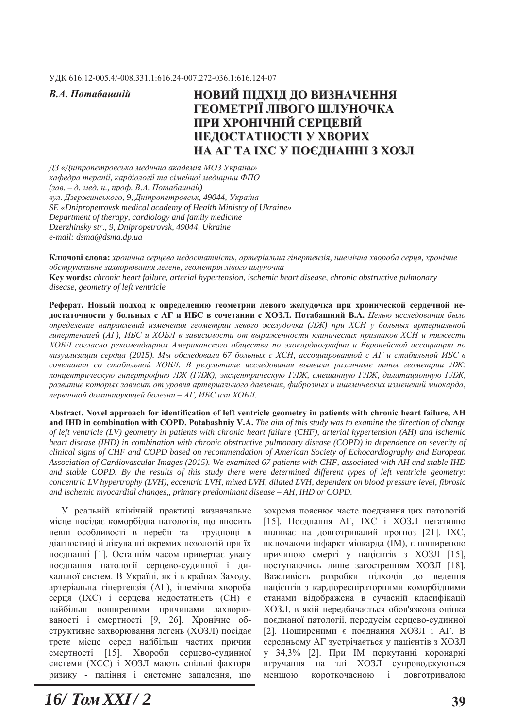УДК 616.12-005.4/-008.331.1:616.24-007.272-036.1:616.124-07

*В.А. Потабашній*

# НОВИЙ ПІДХІД ДО ВИЗНАЧЕННЯ ГЕОМЕТРІЇ ЛІВОГО ШЛУНОЧКА ПРИ ХРОНІЧНІЙ СЕРЦЕВІЙ НЕДОСТАТНОСТІ У ХВОРИХ НА АГ ТА ІХС У ПОЄДНАННІ З ХОЗЛ

*ДЗ «Дніпропетровська медична академія МОЗ України»*
*кафедра терапії, кардіології та сімейної медицини ФПО*
*(зав. – д. мед. н., проф. В.А. Потабашній)*
*вул. Дзержинського, 9, Дніпропетровськ, 49044, Україна*
*SE «Dnipropetrovsk medical academy of Health Ministry of Ukraine»*
*Department of therapy, cardiology and family medicine*
*Dzerzhinsky str., 9, Dnipropetrovsk, 49044, Ukraine*
*e-mail: dsma@dsma.dp.ua*

**Ключові слова:** *хронічна серцева недостатність, артеріальна гіпертензія, ішемічна хвороба серця, хронічне обструктивне захворювання легень, геометрія лівого шлуночка*
**Key words:** *chronic heart failure, arterial hypertension, ischemic heart disease, chronic obstructive pulmonary disease, geometry of left ventricle*

**Реферат. Новый подход к определению геометрии левого желудочка при хронической сердечной недостаточности у больных с АГ и ИБС в сочетании с ХОЗЛ. Потабашний В.А.** *Целью исследования было определение направлений изменения геометрии левого желудочка (ЛЖ) при ХСН у больных артериальной гипертензией (АГ), ИБС и ХОБЛ в зависимости от выраженности клинических признаков ХСН и тяжести ХОБЛ согласно рекомендациям Американского общества по эхокардиографии и Европейской ассоциации по визуализации сердца (2015). Мы обследовали 67 больных с ХСН, ассоциированной с АГ и стабильной ИБС в сочетании со стабильной ХОБЛ. В результате исследования выявили различные типы геометрии ЛЖ: концентрическую гипертрофию ЛЖ (ГЛЖ), эксцентрическую ГЛЖ, смешанную ГЛЖ, дилатационную ГЛЖ, развитие которых зависит от уровня артериального давления, фиброзных и ишемических изменений миокарда, первичной доминирующей болезни – АГ, ИБС или ХОБЛ.*

**Abstract. Novel approach for identification of left ventricle geometry in patients with chronic heart failure, AH and IHD in combination with COPD. Potabashniy V.A.** *The aim of this study was to examine the direction of change of left ventricle (LV) geometry in patients with chronic heart failure (CHF), arterial hypertension (AH) and ischemic heart disease (IHD) in combination with chronic obstructive pulmonary disease (COPD) in dependence on severity of clinical signs of CHF and COPD based on recommendation of American Society of Echocardiography and European Association of Cardiovascular Images (2015). We examined 67 patients with CHF, associated with AH and stable IHD and stable COPD. By the results of this study there were determined different types of left ventricle geometry: concentric LV hypertrophy (LVH), eccentric LVH, mixed LVH, dilated LVH, dependent on blood pressure level, fibrosic and ischemic myocardial changes,, primary predominant disease – AH, IHD or COPD.*

У реальній клінічній практиці визначальне місце посідає коморбідна патологія, що вносить певні особливості в перебіг та труднощі в діагностиці й лікуванні окремих нозологій при їх поєднанні [1]. Останнім часом привертає увагу поєднання патології серцево-судинної і дихальної систем. В Україні, як і в країнах Заходу, артеріальна гіпертензія (АГ), ішемічна хвороба серця (ІХС) і серцева недостатність (СН) є найбільш поширеними причинами захворюваності і смертності [9, 26]. Хронічне обструктивне захворювання легень (ХОЗЛ) посідає третє місце серед найбільш частих причин смертності [15]. Хвороби серцево-судинної системи (ХСС) і ХОЗЛ мають спільні фактори ризику - паління і системне запалення, що зокрема пояснює часте поєднання цих патологій [15]. Поєднання АГ, ІХС і ХОЗЛ негативно впливає на довготривалий прогноз [21]. ІХС, включаючи інфаркт міокарда (ІМ), є поширеною причиною смерті у пацієнтів з ХОЗЛ [15], поступаючись лише загостренням ХОЗЛ [18]. Важливість розробки підходів до ведення пацієнтів з кардіореспіраторними коморбідними станами відображена в сучасній класифікації ХОЗЛ, в якій передбачається обов'язкова оцінка поєднаної патології, передусім серцево-судинної [2]. Поширеними є поєднання ХОЗЛ і АГ. В середньому АГ зустрічається у пацієнтів з ХОЗЛ у 34,3% [2]. При ІМ перкутанні коронарні втручання на тлі ХОЗЛ супроводжуються меншою короткочасною і довготривалою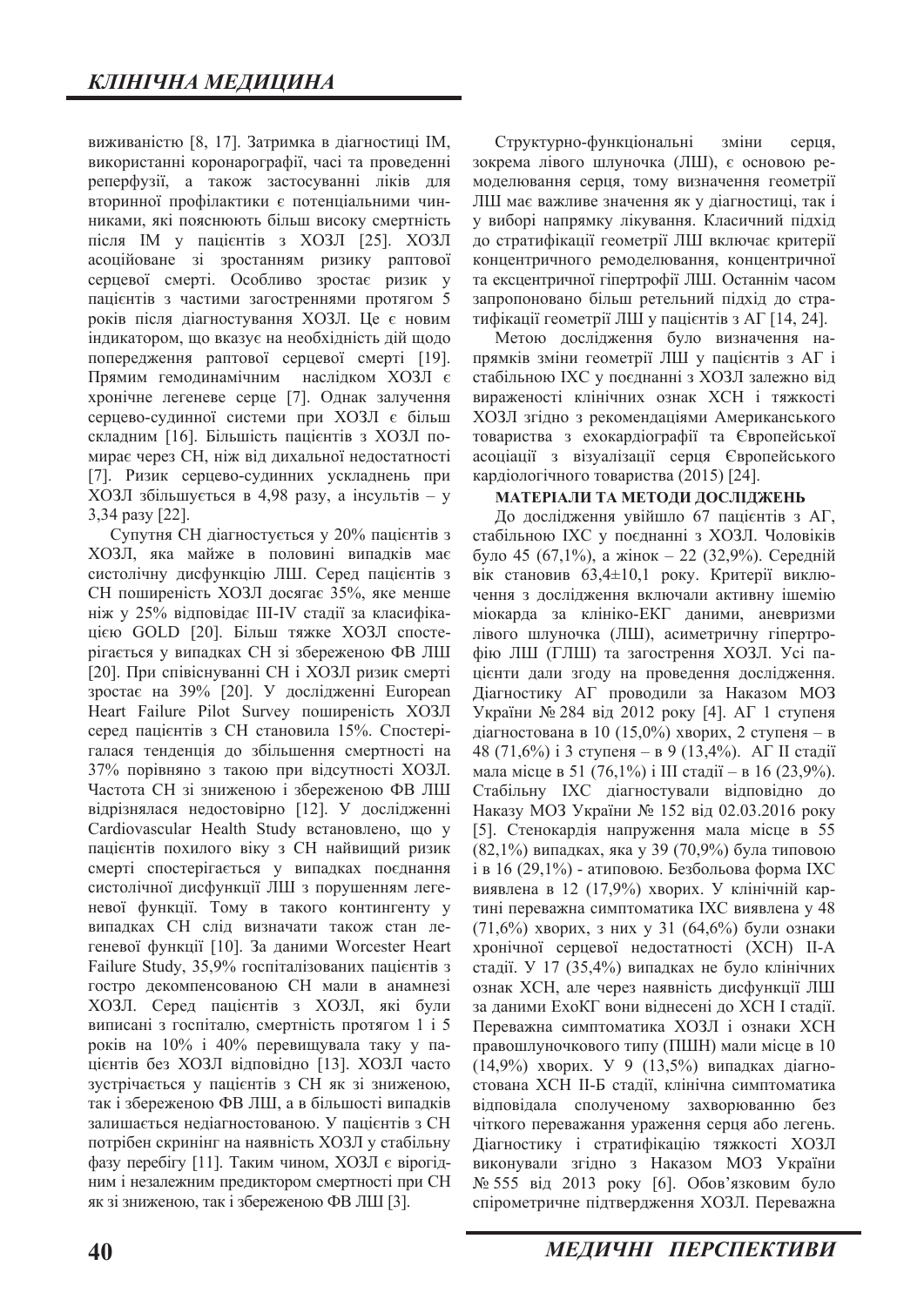виживаністю [8, 17]. Затримка в діагностиці ІМ, використанні коронарографії, часі та проведенні реперфузії, а також застосуванні ліків для вторинної профілактики є потенціальними чинниками, які пояснюють більш високу смертність після ІМ у пацієнтів з ХОЗЛ [25]. ХОЗЛ асоційоване зі зростанням ризику раптової серцевої смерті. Особливо зростає ризик у пацієнтів з частими загостреннями протягом 5 років після діагностування ХОЗЛ. Це є новим індикатором, що вказує на необхідність дій щодо попередження раптової серцевої смерті [19]. Прямим гемодинамічним наслідком ХОЗЛ є хронічне легеневе серце [7]. Однак залучення серцево-судинної системи при ХОЗЛ є більш складним [16]. Більшість пацієнтів з ХОЗЛ помирає через СН, ніж від дихальної недостатності [7]. Ризик серцево-судинних ускладнень при ХОЗЛ збільшується в 4,98 разу, а інсультів – у 3,34 разу [22].

Супутня СН діагностується у 20% пацієнтів з ХОЗЛ, яка майже в половині випадків має систолічну дисфункцію ЛШ. Серед пацієнтів з СН поширеність ХОЗЛ досягає 35%, яке менше ніж у 25% відповідає III-IV стадії за класифікацією GOLD [20]. Більш тяжке ХОЗЛ спостерігається у випадках СН зі збереженою ФВ ЛШ [20]. При співіснуванні СН і ХОЗЛ ризик смерті зростає на 39% [20]. У дослідженні European Heart Failure Pilot Survey поширеність ХОЗЛ серед пацієнтів з СН становила 15%. Спостерігалася тенденція до збільшення смертності на 37% порівняно з такою при відсутності ХОЗЛ. Частота СН зі зниженою і збереженою ФВ ЛШ відрізнялася недостовірно [12]. У дослідженні Cardiovascular Health Study встановлено, що у пацієнтів похилого віку з СН найвищий ризик смерті спостерігається у випадках поєднання систолічної дисфункції ЛШ з порушенням легеневої функції. Тому в такого контингенту у випадках СН слід визначати також стан легеневої функції [10]. За даними Worcester Heart Failure Study, 35,9% госпіталізованих пацієнтів з гостро декомпенсованою СН мали в анамнезі ХОЗЛ. Серед пацієнтів з ХОЗЛ, які були виписані з госпіталю, смертність протягом 1 і 5 років на 10% і 40% перевищувала таку у пацієнтів без ХОЗЛ відповідно [13]. ХОЗЛ часто зустрічається у пацієнтів з СН як зі зниженою, так і збереженою ФВ ЛШ, а в більшості випадків залишається недіагностованою. У пацієнтів з СН потрібен скринінг на наявність ХОЗЛ у стабільну фазу перебігу [11]. Таким чином, ХОЗЛ є вірогідним і незалежним предиктором смертності при СН як зі зниженою, так і збереженою ФВ ЛШ [3].

Структурно-функціональні зміни серця, зокрема лівого шлуночка (ЛШ), є основою ремоделювання серця, тому визначення геометрії ЛШ має важливе значення як у діагностиці, так і у виборі напрямку лікування. Класичний підхід до стратифікації геометрії ЛШ включає критерії концентричного ремоделювання, концентричної та ексцентричної гіпертрофії ЛШ. Останнім часом запропоновано більш ретельний підхід до стратифікації геометрії ЛШ у пацієнтів з АГ [14, 24].

Метою дослідження було визначення напрямків зміни геометрії ЛШ у пацієнтів з АГ і стабільною ІХС у поєднанні з ХОЗЛ залежно від вираженості клінічних ознак ХСН і тяжкості ХОЗЛ згідно з рекомендаціями Американського товариства з ехокардіографії та Європейської асоціації з візуалізації серця Європейського кардіологічного товариства (2015) [24].

**МАТЕРІАЛИ ТА МЕТОДИ ДОСЛІДЖЕНЬ**

До дослідження увійшло 67 пацієнтів з АГ, стабільною ІХС у поєднанні з ХОЗЛ. Чоловіків було 45 (67,1%), а жінок – 22 (32,9%). Середній вік становив 63,4±10,1 року. Критерії виключення з дослідження включали активну ішемію міокарда за клініко-ЕКГ даними, аневризми лівого шлуночка (ЛШ), асиметричну гіпертрофію ЛШ (ГЛШ) та загострення ХОЗЛ. Усі пацієнти дали згоду на проведення дослідження. Діагностику АГ проводили за Наказом МОЗ України № 284 від 2012 року [4]. АГ 1 ступеня діагностована в 10 (15,0%) хворих, 2 ступеня – в 48 (71,6%) і 3 ступеня – в 9 (13,4%). АГ II стадії мала місце в 51 (76,1%) і III стадії – в 16 (23,9%). Стабільну ІХС діагностували відповідно до Наказу МОЗ України № 152 від 02.03.2016 року [5]. Стенокардія напруження мала місце в 55 (82,1%) випадках, яка у 39 (70,9%) була типовою і в 16 (29,1%) - атиповою. Безбольова форма ІХС виявлена в 12 (17,9%) хворих. У клінічній картині переважна симптоматика ІХС виявлена у 48 (71,6%) хворих, з них у 31 (64,6%) були ознаки хронічної серцевої недостатності (ХСН) II-А стадії. У 17 (35,4%) випадках не було клінічних ознак ХСН, але через наявність дисфункції ЛШ за даними ЕхоКГ вони віднесені до ХСН I стадії. Переважна симптоматика ХОЗЛ і ознаки ХСН правошлуночкового типу (ПШН) мали місце в 10 (14,9%) хворих. У 9 (13,5%) випадках діагностована ХСН II-Б стадії, клінічна симптоматика відповідала сполученому захворюванню без чіткого переважання ураження серця або легень. Діагностику і стратифікацію тяжкості ХОЗЛ виконували згідно з Наказом МОЗ України № 555 від 2013 року [6]. Обов'язковим було спірометричне підтвердження ХОЗЛ. Переважна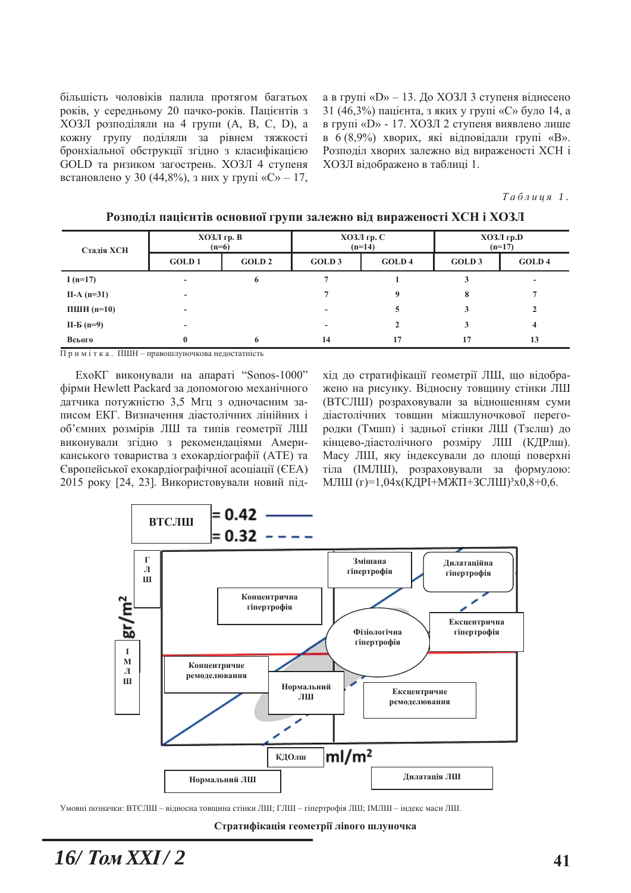більшість чоловіків палила протягом багатьох років, у середньому 20 пачко-років. Пацієнтів з ХОЗЛ розподіляли на 4 групи (A, B, C, D), а кожну групу поділяли за рівнем тяжкості бронхіальної обструкції згідно з класифікацією GOLD та ризиком загострень. ХОЗЛ 4 ступеня встановлено у 30 (44,8%), з них у групі «С» – 17, а в групі «D» – 13. До ХОЗЛ 3 ступеня віднесено 31 (46,3%) пацієнта, з яких у групі «С» було 14, а в групі «D» - 17. ХОЗЛ 2 ступеня виявлено лише в 6 (8,9%) хворих, які відповідали групі «В». Розподіл хворих залежно від вираженості ХСН і ХОЗЛ відображено в таблиці 1.

*Таблиця 1.*

**Розподіл пацієнтів основної групи залежно від вираженості ХСН і ХОЗЛ**

| Стадія ХСН | ХОЗЛ гр. В (n=6) | | ХОЗЛ гр. С (n=14) | | ХОЗЛ гр.D (n=17) | |
|---|---|---|---|---|---|---|
| | GOLD 1 | GOLD 2 | GOLD 3 | GOLD 4 | GOLD 3 | GOLD 4 |
| I (n=17) | - | 6 | 7 | 1 | 3 | - |
| II-А (n=31) | - | | 7 | 9 | 8 | 7 |
| ПШН (n=10) | - | | - | 5 | 3 | 2 |
| II-Б (n=9) | - | | - | 2 | 3 | 4 |
| Всього | 0 | 6 | 14 | 17 | 17 | 13 |

Примітка. ПШН – правошлуночкова недостатність

ЕхоКГ виконували на апараті "Sonos-1000" фірми Hewlett Packard за допомогою механічного датчика потужністю 3,5 Мгц з одночасним записом ЕКГ. Визначення діастолічних лінійних і об'ємних розмірів ЛШ та типів геометрії ЛШ виконували згідно з рекомендаціями Американського товариства з ехокардіографії (АТЕ) та Європейської ехокардіографічної асоціації (ЄЕА) 2015 року [24, 23]. Використовували новий підхід до стратифікації геометрії ЛШ, що відображено на рисунку. Відносну товщину стінки ЛШ (ВТСЛШ) розраховували за відношенням суми діастолічних товщин міжшлуночкової перегородки (Тмшп) і задньої стінки ЛШ (Тзслш) до кінцево-діастолічного розміру ЛШ (КДРлш). Масу ЛШ, яку індексували до площі поверхні тіла (ІМЛШ), розраховували за формулою: МЛШ (г)=1,04х(КДРІ+МЖП+ЗСЛШ)³х0,8+0,6.

ВТСЛШ
= 0.42
= 0.32
ГЛШ
ІМЛШ
gr/m²
Змішана гіпертрофія
Дилатаційна гіпертрофія
Концентрична гіпертрофія
Фізіологічна гіпертрофія
Ексцентрична гіпертрофія
Концентричне ремоделювання
Нормальний ЛШ
Ексцентричне ремоделювання
КДОлш
ml/m²
Нормальний ЛШ
Дилатація ЛШ

Умовні позначки: ВТСЛШ – відносна товщина стінки ЛШ; ГЛШ – гіпертрофія ЛШ; ІМЛШ – індекс маси ЛШ.

**Стратифікація геометрії лівого шлуночка**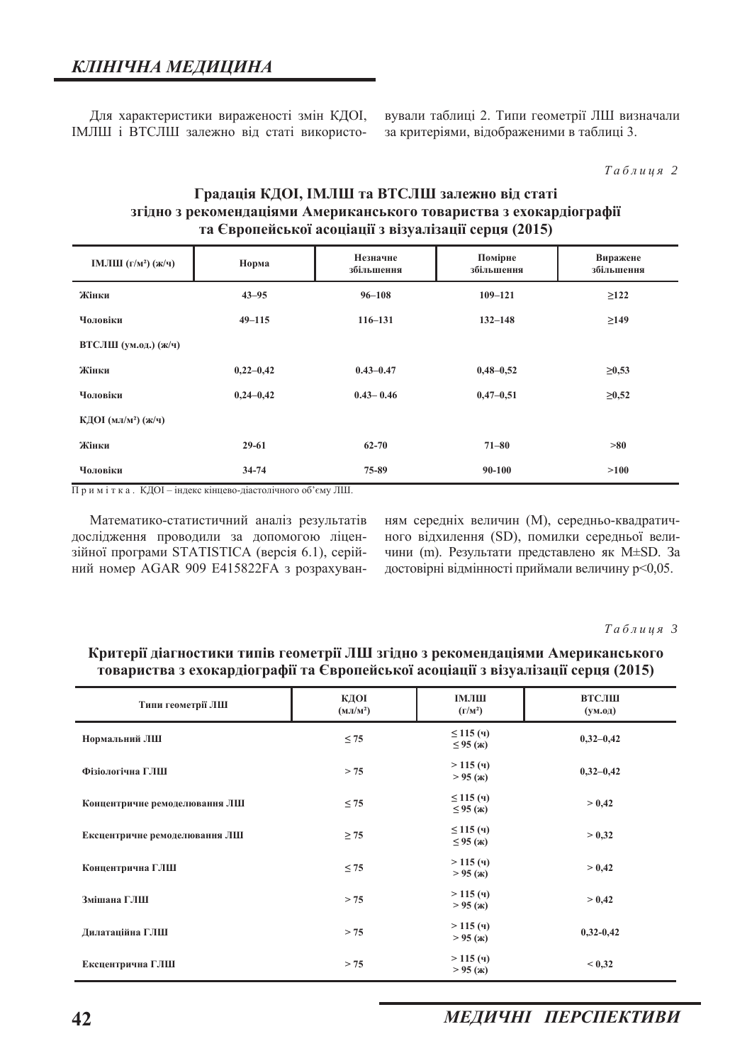Для характеристики вираженості змін КДОІ, ІМЛШ і ВТСЛШ залежно від статі використовували таблиці 2. Типи геометрії ЛШ визначали за критеріями, відображеними в таблиці 3.

*Таблиця 2*

**Градація КДОІ, ІМЛШ та ВТСЛШ залежно від статі згідно з рекомендаціями Американського товариства з ехокардіографії та Європейської асоціації з візуалізації серця (2015)**

| ІМЛШ (г/м²) (ж/ч) | Норма | Незначне збільшення | Помірне збільшення | Виражене збільшення |
|---|---|---|---|---|
| Жінки | 43–95 | 96–108 | 109–121 | ≥122 |
| Чоловіки | 49–115 | 116–131 | 132–148 | ≥149 |
| ВТСЛШ (ум.од.) (ж/ч) | | | | |
| Жінки | 0,22–0,42 | 0.43–0.47 | 0,48–0,52 | ≥0,53 |
| Чоловіки | 0,24–0,42 | 0.43– 0.46 | 0,47–0,51 | ≥0,52 |
| КДОІ (мл/м²) (ж/ч) | | | | |
| Жінки | 29-61 | 62-70 | 71–80 | >80 |
| Чоловіки | 34-74 | 75-89 | 90-100 | >100 |

Примітка. КДОІ – індекс кінцево-діастолічного об'єму ЛШ.

Математико-статистичний аналіз результатів дослідження проводили за допомогою ліцензійної програми STATISTICA (версія 6.1), серійний номер AGAR 909 E415822FA з розрахуванням середніх величин (M), середньо-квадратичного відхилення (SD), помилки середньої величини (m). Результати представлено як M±SD. За достовірні відмінності приймали величину $p<0,05$.

*Таблиця 3*

**Критерії діагностики типів геометрії ЛШ згідно з рекомендаціями Американського товариства з ехокардіографії та Європейської асоціації з візуалізації серця (2015)**

| Типи геометрії ЛШ | КДОІ (мл/м²) | ІМЛШ (г/м²) | ВТСЛШ (ум.од) |
|---|---|---|---|
| Нормальний ЛШ | ≤ 75 | ≤ 115 (ч) ≤ 95 (ж) | 0,32–0,42 |
| Фізіологічна ГЛШ | > 75 | > 115 (ч) > 95 (ж) | 0,32–0,42 |
| Концентричне ремоделювання ЛШ | ≤ 75 | ≤ 115 (ч) ≤ 95 (ж) | > 0,42 |
| Ексцентричне ремоделювання ЛШ | ≥ 75 | ≤ 115 (ч) ≤ 95 (ж) | > 0,32 |
| Концентрична ГЛШ | ≤ 75 | > 115 (ч) > 95 (ж) | > 0,42 |
| Змішана ГЛШ | > 75 | > 115 (ч) > 95 (ж) | > 0,42 |
| Дилатаційна ГЛШ | > 75 | > 115 (ч) > 95 (ж) | 0,32-0,42 |
| Ексцентрична ГЛШ | > 75 | > 115 (ч) > 95 (ж) | < 0,32 |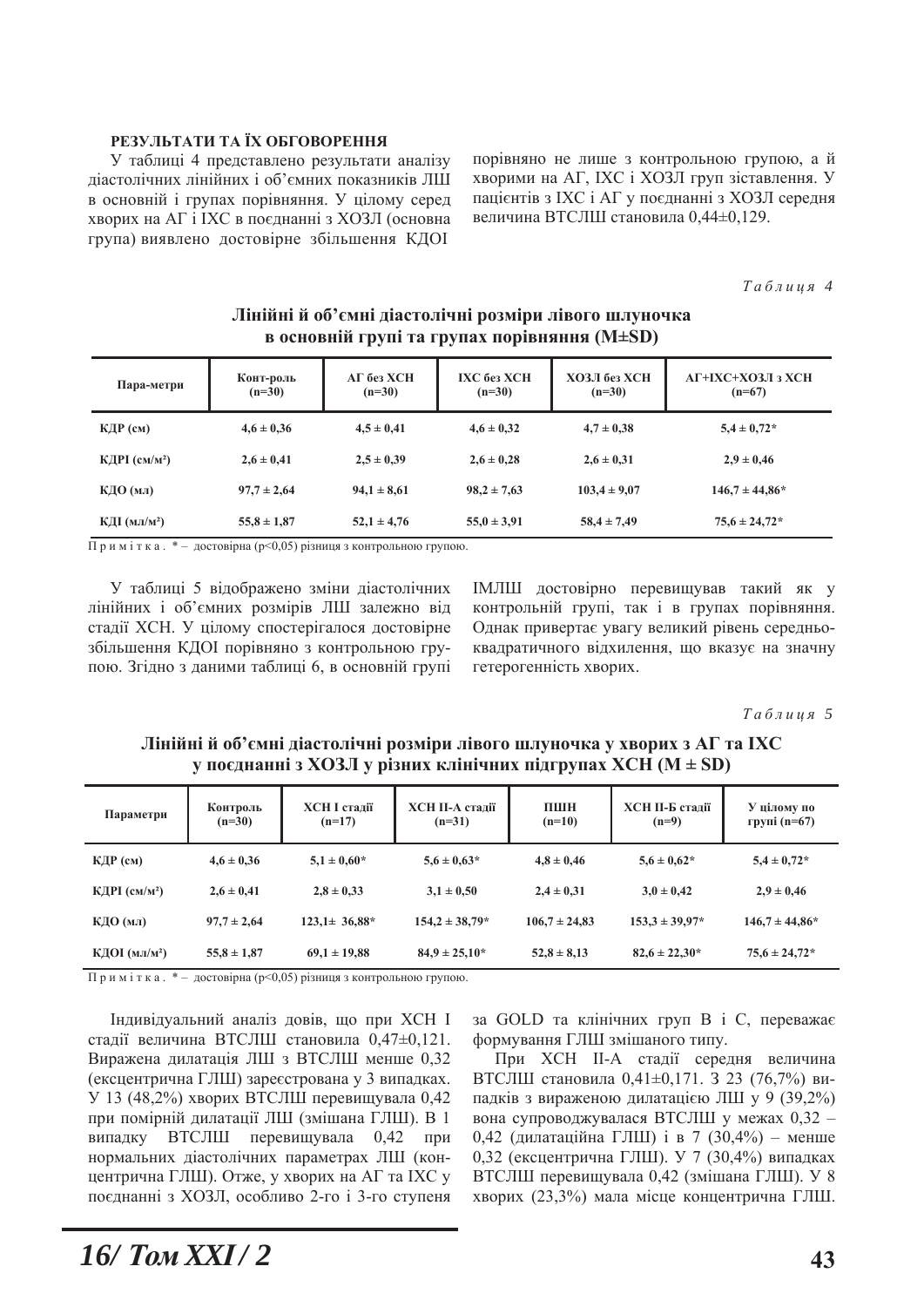## РЕЗУЛЬТАТИ ТА ЇХ ОБГОВОРЕННЯ

У таблиці 4 представлено результати аналізу діастолічних лінійних і об'ємних показників ЛШ в основній і групах порівняння. У цілому серед хворих на АГ і ІХС в поєднанні з ХОЗЛ (основна група) виявлено достовірне збільшення КДОІ порівняно не лише з контрольною групою, а й хворими на АГ, ІХС і ХОЗЛ груп зіставлення. У пацієнтів з ІХС і АГ у поєднанні з ХОЗЛ середня величина ВТСЛШ становила 0,44±0,129.

*Таблиця 4*

**Лінійні й об'ємні діастолічні розміри лівого шлуночка в основній групі та групах порівняння (M±SD)**

| Пара-метри | Конт-роль (n=30) | АГ без ХСН (n=30) | ІХС без ХСН (n=30) | ХОЗЛ без ХСН (n=30) | АГ+ІХС+ХОЗЛ з ХСН (n=67) |
|---|---|---|---|---|---|
| КДР (см) | 4,6 ± 0,36 | 4,5 ± 0,41 | 4,6 ± 0,32 | 4,7 ± 0,38 | 5,4 ± 0,72* |
| КДРІ (см/м²) | 2,6 ± 0,41 | 2,5 ± 0,39 | 2,6 ± 0,28 | 2,6 ± 0,31 | 2,9 ± 0,46 |
| КДО (мл) | 97,7 ± 2,64 | 94,1 ± 8,61 | 98,2 ± 7,63 | 103,4 ± 9,07 | 146,7 ± 44,86* |
| КДІ (мл/м²) | 55,8 ± 1,87 | 52,1 ± 4,76 | 55,0 ± 3,91 | 58,4 ± 7,49 | 75,6 ± 24,72* |

Примітка. * – достовірна (p<0,05) різниця з контрольною групою.

У таблиці 5 відображено зміни діастолічних лінійних і об'ємних розмірів ЛШ залежно від стадії ХСН. У цілому спостерігалося достовірне збільшення КДОІ порівняно з контрольною групою. Згідно з даними таблиці 6, в основній групі ІМЛШ достовірно перевищував такий як у контрольній групі, так і в групах порівняння. Однак привертає увагу великий рівень середньоквадратичного відхилення, що вказує на значну гетерогенність хворих.

*Таблиця 5*

**Лінійні й об'ємні діастолічні розміри лівого шлуночка у хворих з АГ та ІХС у поєднанні з ХОЗЛ у різних клінічних підгрупах ХСН (M ± SD)**

| Параметри | Контроль (n=30) | ХСН I стадії (n=17) | ХСН II-А стадії (n=31) | ПШН (n=10) | ХСН II-Б стадії (n=9) | У цілому по групі (n=67) |
|---|---|---|---|---|---|---|
| КДР (см) | 4,6 ± 0,36 | 5,1 ± 0,60* | 5,6 ± 0,63* | 4,8 ± 0,46 | 5,6 ± 0,62* | 5,4 ± 0,72* |
| КДРІ (см/м²) | 2,6 ± 0,41 | 2,8 ± 0,33 | 3,1 ± 0,50 | 2,4 ± 0,31 | 3,0 ± 0,42 | 2,9 ± 0,46 |
| КДО (мл) | 97,7 ± 2,64 | 123,1± 36,88* | 154,2 ± 38,79* | 106,7 ± 24,83 | 153,3 ± 39,97* | 146,7 ± 44,86* |
| КДОІ (мл/м²) | 55,8 ± 1,87 | 69,1 ± 19,88 | 84,9 ± 25,10* | 52,8 ± 8,13 | 82,6 ± 22,30* | 75,6 ± 24,72* |

Примітка. * – достовірна (p<0,05) різниця з контрольною групою.

Індивідуальний аналіз довів, що при ХСН I стадії величина ВТСЛШ становила 0,47±0,121. Виражена дилатація ЛШ з ВТСЛШ менше 0,32 (ексцентрична ГЛШ) зареєстрована у 3 випадках. У 13 (48,2%) хворих ВТСЛШ перевищувала 0,42 при помірній дилатації ЛШ (змішана ГЛШ). В 1 випадку ВТСЛШ перевищувала 0,42 при нормальних діастолічних параметрах ЛШ (концентрична ГЛШ). Отже, у хворих на АГ та ІХС у поєднанні з ХОЗЛ, особливо 2-го і 3-го ступеня за GOLD та клінічних груп В і С, переважає формування ГЛШ змішаного типу.

При ХСН II-А стадії середня величина ВТСЛШ становила 0,41±0,171. З 23 (76,7%) випадків з вираженою дилатацією ЛШ у 9 (39,2%) вона супроводжувалася ВТСЛШ у межах 0,32 – 0,42 (дилатаційна ГЛШ) і в 7 (30,4%) – менше 0,32 (ексцентрична ГЛШ). У 7 (30,4%) випадках ВТСЛШ перевищувала 0,42 (змішана ГЛШ). У 8 хворих (23,3%) мала місце концентрична ГЛШ.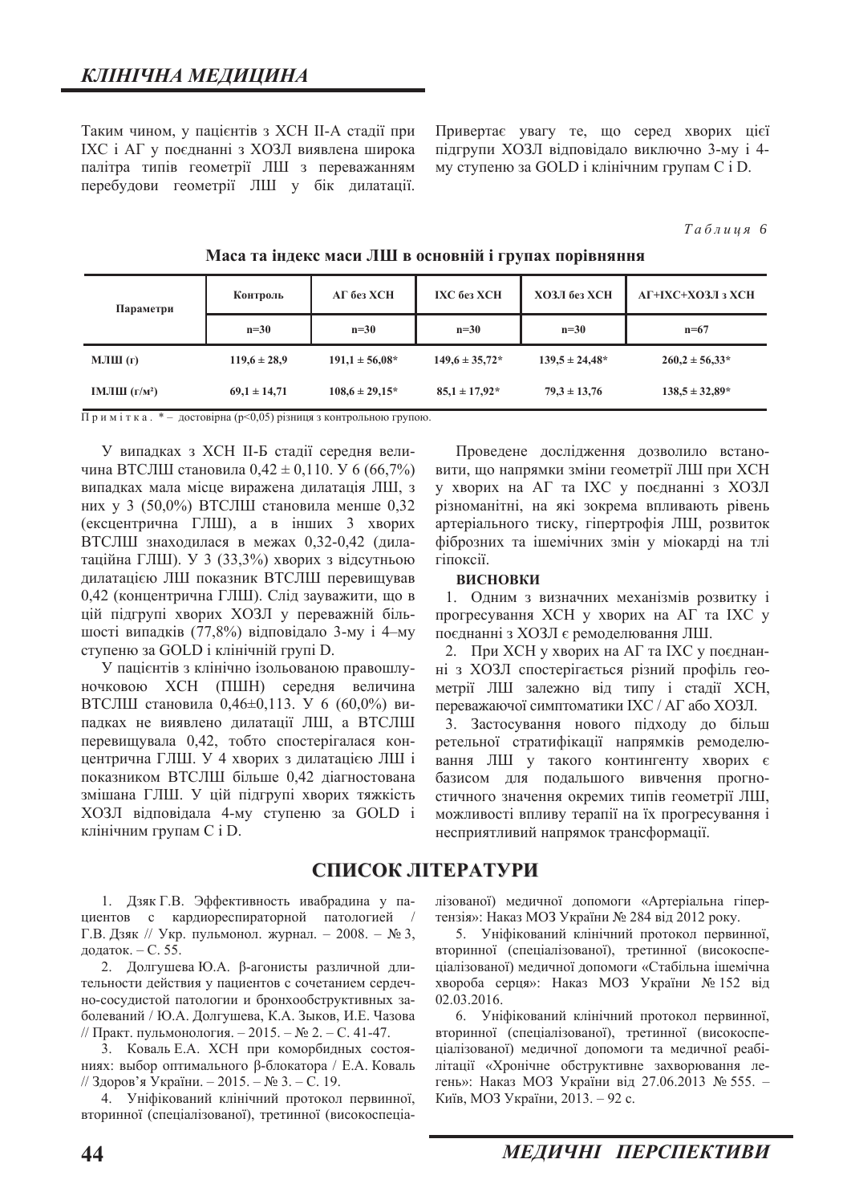Таким чином, у пацієнтів з ХСН ІІ-А стадії при ІХС і АГ у поєднанні з ХОЗЛ виявлена широка палітра типів геометрії ЛШ з переважанням перебудови геометрії ЛШ у бік дилатації. Привертає увагу те, що серед хворих цієї підгрупи ХОЗЛ відповідало виключно 3-му і 4-му ступеню за GOLD і клінічним групам С і D.

*Таблиця 6*

**Маса та індекс маси ЛШ в основній і групах порівняння**

| Параметри | Контроль | АГ без ХСН | ІХС без ХСН | ХОЗЛ без ХСН | АГ+ІХС+ХОЗЛ з ХСН |
|---|---|---|---|---|---|
| | n=30 | n=30 | n=30 | n=30 | n=67 |
| МЛШ (г) | 119,6 ± 28,9 | 191,1 ± 56,08* | 149,6 ± 35,72* | 139,5 ± 24,48* | 260,2 ± 56,33* |
| ІМЛШ (г/м²) | 69,1 ± 14,71 | 108,6 ± 29,15* | 85,1 ± 17,92* | 79,3 ± 13,76 | 138,5 ± 32,89* |

Примітка. * – достовірна ($p<0,05$) різниця з контрольною групою.

У випадках з ХСН ІІ-Б стадії середня величина ВТСЛШ становила 0,42 ± 0,110. У 6 (66,7%) випадках мала місце виражена дилатація ЛШ, з них у 3 (50,0%) ВТСЛШ становила менше 0,32 (ексцентрична ГЛШ), а в інших 3 хворих ВТСЛШ знаходилася в межах 0,32-0,42 (дилатаційна ГЛШ). У 3 (33,3%) хворих з відсутньою дилатацією ЛШ показник ВТСЛШ перевищував 0,42 (концентрична ГЛШ). Слід зауважити, що в цій підгрупі хворих ХОЗЛ у переважній більшості випадків (77,8%) відповідало 3-му і 4–му ступеню за GOLD і клінічній групі D.

У пацієнтів з клінічно ізольованою правошлуночковою ХСН (ПШН) середня величина ВТСЛШ становила 0,46±0,113. У 6 (60,0%) випадках не виявлено дилатації ЛШ, а ВТСЛШ перевищувала 0,42, тобто спостерігалася концентрична ГЛШ. У 4 хворих з дилатацією ЛШ і показником ВТСЛШ більше 0,42 діагностована змішана ГЛШ. У цій підгрупі хворих тяжкість ХОЗЛ відповідала 4-му ступеню за GOLD і клінічним групам С і D.

Проведене дослідження дозволило встановити, що напрямки зміни геометрії ЛШ при ХСН у хворих на АГ та ІХС у поєднанні з ХОЗЛ різноманітні, на які зокрема впливають рівень артеріального тиску, гіпертрофія ЛШ, розвиток фіброзних та ішемічних змін у міокарді на тлі гіпоксії.

**ВИСНОВКИ**

1. Одним з визначних механізмів розвитку і прогресування ХСН у хворих на АГ та ІХС у поєднанні з ХОЗЛ є ремоделювання ЛШ.
2. При ХСН у хворих на АГ та ІХС у поєднанні з ХОЗЛ спостерігається різний профіль геометрії ЛШ залежно від типу і стадії ХСН, переважаючої симптоматики ІХС / АГ або ХОЗЛ.
3. Застосування нового підходу до більш ретельної стратифікації напрямків ремоделювання ЛШ у такого контингенту хворих є базисом для подальшого вивчення прогностичного значення окремих типів геометрії ЛШ, можливості впливу терапії на їх прогресування і несприятливий напрямок трансформації.

## СПИСОК ЛІТЕРАТУРИ

1. Дзяк Г.В. Эффективность ивабрадина у пациентов с кардиореспираторной патологией / Г.В. Дзяк // Укр. пульмонол. журнал. – 2008. – № 3, додаток. – С. 55.
2. Долгушева Ю.А. β-агонисты различной длительности действия у пациентов с сочетанием сердечно-сосудистой патологии и бронхообструктивных заболеваний / Ю.А. Долгушева, К.А. Зыков, И.Е. Чазова // Практ. пульмонология. – 2015. – № 2. – С. 41-47.
3. Коваль Е.А. ХСН при коморбидных состояниях: выбор оптимального β-блокатора / Е.А. Коваль // Здоров'я України. – 2015. – № 3. – С. 19.
4. Уніфікований клінічний протокол первинної, вторинної (спеціалізованої), третинної (високоспеціалізованої) медичної допомоги «Артеріальна гіпертензія»: Наказ МОЗ України № 284 від 2012 року.
5. Уніфікований клінічний протокол первинної, вторинної (спеціалізованої), третинної (високоспеціалізованої) медичної допомоги «Стабільна ішемічна хвороба серця»: Наказ МОЗ України № 152 від 02.03.2016.
6. Уніфікований клінічний протокол первинної, вторинної (спеціалізованої), третинної (високоспеціалізованої) медичної допомоги та медичної реабілітації «Хронічне обструктивне захворювання легень»: Наказ МОЗ України від 27.06.2013 № 555. – Київ, МОЗ України, 2013. – 92 с.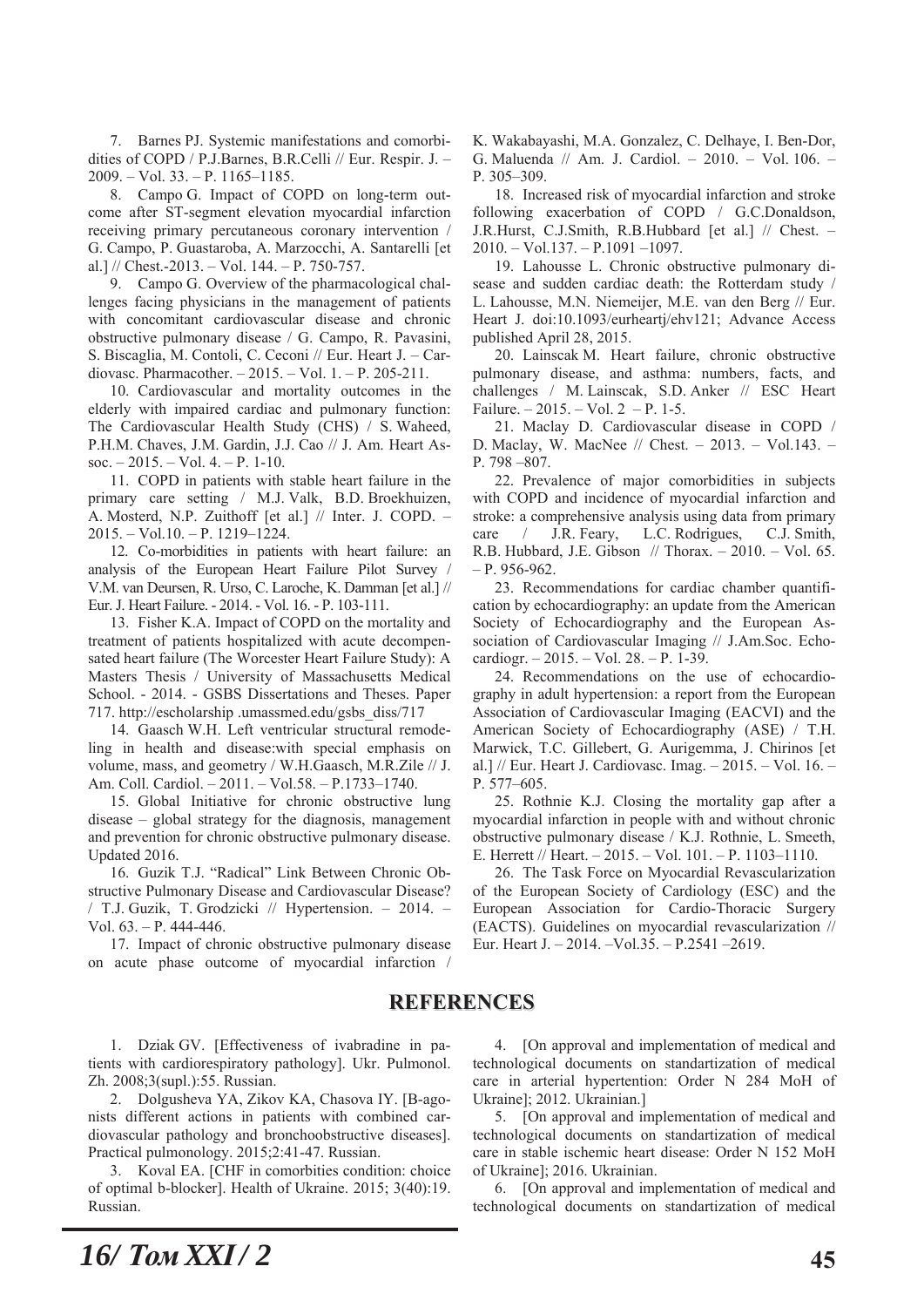7. Barnes PJ. Systemic manifestations and comorbidities of COPD / P.J.Barnes, B.R.Celli // Eur. Respir. J. – 2009. – Vol. 33. – P. 1165–1185.

8. Campo G. Impact of COPD on long-term outcome after ST-segment elevation myocardial infarction receiving primary percutaneous coronary intervention / G. Campo, P. Guastaroba, A. Marzocchi, A. Santarelli [et al.] // Chest.-2013. – Vol. 144. – P. 750-757.

9. Campo G. Overview of the pharmacological challenges facing physicians in the management of patients with concomitant cardiovascular disease and chronic obstructive pulmonary disease / G. Campo, R. Pavasini, S. Biscaglia, M. Contoli, C. Ceconi // Eur. Heart J. – Cardiovasc. Pharmacother. – 2015. – Vol. 1. – P. 205-211.

10. Cardiovascular and mortality outcomes in the elderly with impaired cardiac and pulmonary function: The Cardiovascular Health Study (CHS) / S. Waheed, P.H.M. Chaves, J.M. Gardin, J.J. Cao // J. Am. Heart Assoc. – 2015. – Vol. 4. – P. 1-10.

11. COPD in patients with stable heart failure in the primary care setting / M.J. Valk, B.D. Broekhuizen, A. Mosterd, N.P. Zuithoff [et al.] // Inter. J. COPD. – 2015. – Vol.10. – P. 1219–1224.

12. Co-morbidities in patients with heart failure: an analysis of the European Heart Failure Pilot Survey / V.M. van Deursen, R. Urso, C. Laroche, K. Damman [et al.] // Eur. J. Heart Failure. - 2014. - Vol. 16. - P. 103-111.

13. Fisher K.A. Impact of COPD on the mortality and treatment of patients hospitalized with acute decompensated heart failure (The Worcester Heart Failure Study): A Masters Thesis / University of Massachusetts Medical School. - 2014. - GSBS Dissertations and Theses. Paper 717. http://escholarship .umassmed.edu/gsbs_diss/717

14. Gaasch W.H. Left ventricular structural remodeling in health and disease:with special emphasis on volume, mass, and geometry / W.H.Gaasch, M.R.Zile // J. Am. Coll. Cardiol. – 2011. – Vol.58. – P.1733–1740.

15. Global Initiative for chronic obstructive lung disease – global strategy for the diagnosis, management and prevention for chronic obstructive pulmonary disease. Updated 2016.

16. Guzik T.J. "Radical" Link Between Chronic Obstructive Pulmonary Disease and Cardiovascular Disease? / T.J. Guzik, T. Grodzicki // Hypertension. – 2014. – Vol. 63. – P. 444-446.

17. Impact of chronic obstructive pulmonary disease on acute phase outcome of myocardial infarction / K. Wakabayashi, M.A. Gonzalez, C. Delhaye, I. Ben-Dor, G. Maluenda // Am. J. Cardiol. – 2010. – Vol. 106. – P. 305–309.

18. Increased risk of myocardial infarction and stroke following exacerbation of COPD / G.C.Donaldson, J.R.Hurst, C.J.Smith, R.B.Hubbard [et al.] // Chest. – 2010. – Vol.137. – P.1091 –1097.

19. Lahousse L. Chronic obstructive pulmonary disease and sudden cardiac death: the Rotterdam study / L. Lahousse, M.N. Niemeijer, M.E. van den Berg // Eur. Heart J. doi:10.1093/eurheartj/ehv121; Advance Access published April 28, 2015.

20. Lainscak M. Heart failure, chronic obstructive pulmonary disease, and asthma: numbers, facts, and challenges / M. Lainscak, S.D. Anker // ESC Heart Failure. – 2015. – Vol. 2 – P. 1-5.

21. Maclay D. Cardiovascular disease in COPD / D. Maclay, W. MacNee // Chest. – 2013. – Vol.143. – P. 798 –807.

22. Prevalence of major comorbidities in subjects with COPD and incidence of myocardial infarction and stroke: a comprehensive analysis using data from primary care / J.R. Feary, L.C. Rodrigues, C.J. Smith, R.B. Hubbard, J.E. Gibson // Thorax. – 2010. – Vol. 65. – P. 956-962.

23. Recommendations for cardiac chamber quantification by echocardiography: an update from the American Society of Echocardiography and the European Association of Cardiovascular Imaging // J.Am.Soc. Echocardiogr. – 2015. – Vol. 28. – P. 1-39.

24. Recommendations on the use of echocardiography in adult hypertension: a report from the European Association of Cardiovascular Imaging (EACVI) and the American Society of Echocardiography (ASE) / T.H. Marwick, T.C. Gillebert, G. Aurigemma, J. Chirinos [et al.] // Eur. Heart J. Cardiovasc. Imag. – 2015. – Vol. 16. – P. 577–605.

25. Rothnie K.J. Closing the mortality gap after a myocardial infarction in people with and without chronic obstructive pulmonary disease / K.J. Rothnie, L. Smeeth, E. Herrett // Heart. – 2015. – Vol. 101. – P. 1103–1110.

26. The Task Force on Myocardial Revascularization of the European Society of Cardiology (ESC) and the European Association for Cardio-Thoracic Surgery (EACTS). Guidelines on myocardial revascularization // Eur. Heart J. – 2014. –Vol.35. – P.2541 –2619.

## REFERENCES

1. Dziak GV. [Effectiveness of ivabradine in patients with cardiorespiratory pathology]. Ukr. Pulmonol. Zh. 2008;3(supl.):55. Russian.

2. Dolgusheva YA, Zikov KA, Chasova IY. [B-agonists different actions in patients with combined cardiovascular pathology and bronchoobstructive diseases]. Practical pulmonology. 2015;2:41-47. Russian.

3. Koval EA. [CHF in comorbities condition: choice of optimal b-blocker]. Health of Ukraine. 2015; 3(40):19. Russian.

4. [On approval and implementation of medical and technological documents on standartization of medical care in arterial hypertention: Order N 284 MoH of Ukraine]; 2012. Ukrainian.]

5. [On approval and implementation of medical and technological documents on standartization of medical care in stable ischemic heart disease: Order N 152 MoH of Ukraine]; 2016. Ukrainian.

6. [On approval and implementation of medical and technological documents on standartization of medical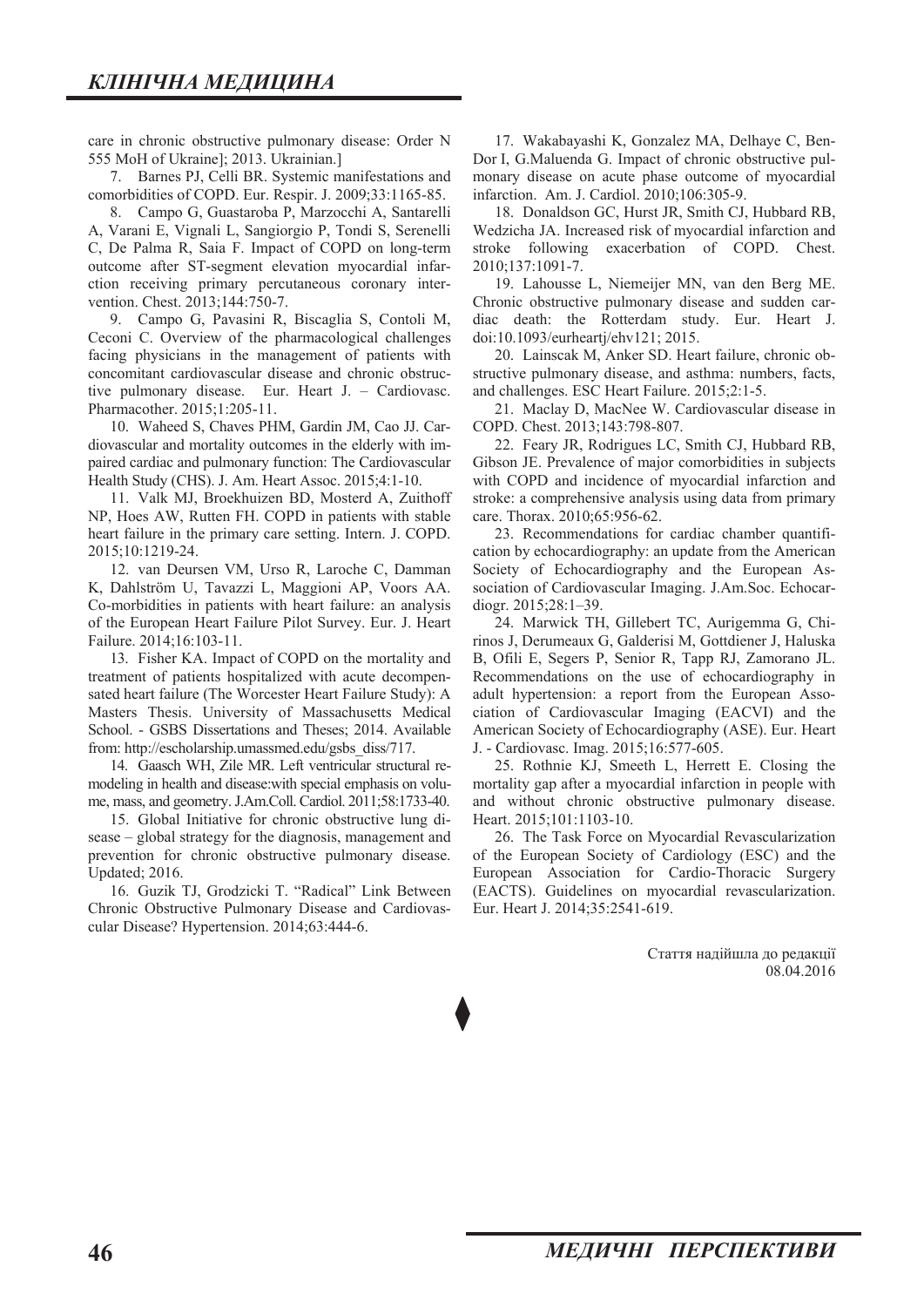care in chronic obstructive pulmonary disease: Order N 555 MoH of Ukraine]; 2013. Ukrainian.]

7. Barnes PJ, Celli BR. Systemic manifestations and comorbidities of COPD. Eur. Respir. J. 2009;33:1165-85.

8. Campo G, Guastaroba P, Marzocchi A, Santarelli A, Varani E, Vignali L, Sangiorgio P, Tondi S, Serenelli C, De Palma R, Saia F. Impact of COPD on long-term outcome after ST-segment elevation myocardial infarction receiving primary percutaneous coronary intervention. Chest. 2013;144:750-7.

9. Campo G, Pavasini R, Biscaglia S, Contoli M, Ceconi C. Overview of the pharmacological challenges facing physicians in the management of patients with concomitant cardiovascular disease and chronic obstructive pulmonary disease. Eur. Heart J. – Cardiovasc. Pharmacother. 2015;1:205-11.

10. Waheed S, Chaves PHM, Gardin JM, Cao JJ. Cardiovascular and mortality outcomes in the elderly with impaired cardiac and pulmonary function: The Cardiovascular Health Study (CHS). J. Am. Heart Assoc. 2015;4:1-10.

11. Valk MJ, Broekhuizen BD, Mosterd A, Zuithoff NP, Hoes AW, Rutten FH. COPD in patients with stable heart failure in the primary care setting. Intern. J. COPD. 2015;10:1219-24.

12. van Deursen VM, Urso R, Laroche C, Damman K, Dahlström U, Tavazzi L, Maggioni AP, Voors AA. Co-morbidities in patients with heart failure: an analysis of the European Heart Failure Pilot Survey. Eur. J. Heart Failure. 2014;16:103-11.

13. Fisher KA. Impact of COPD on the mortality and treatment of patients hospitalized with acute decompensated heart failure (The Worcester Heart Failure Study): A Masters Thesis. University of Massachusetts Medical School. - GSBS Dissertations and Theses; 2014. Available from: http://escholarship.umassmed.edu/gsbs_diss/717.

14. Gaasch WH, Zile MR. Left ventricular structural remodeling in health and disease:with special emphasis on volume, mass, and geometry. J.Am.Coll. Cardiol. 2011;58:1733-40.

15. Global Initiative for chronic obstructive lung disease – global strategy for the diagnosis, management and prevention for chronic obstructive pulmonary disease. Updated; 2016.

16. Guzik TJ, Grodzicki T. "Radical" Link Between Chronic Obstructive Pulmonary Disease and Cardiovascular Disease? Hypertension. 2014;63:444-6.

17. Wakabayashi K, Gonzalez MA, Delhaye C, Ben-Dor I, G.Maluenda G. Impact of chronic obstructive pulmonary disease on acute phase outcome of myocardial infarction. Am. J. Cardiol. 2010;106:305-9.

18. Donaldson GC, Hurst JR, Smith CJ, Hubbard RB, Wedzicha JA. Increased risk of myocardial infarction and stroke following exacerbation of COPD. Chest. 2010;137:1091-7.

19. Lahousse L, Niemeijer MN, van den Berg ME. Chronic obstructive pulmonary disease and sudden cardiac death: the Rotterdam study. Eur. Heart J. doi:10.1093/eurheartj/ehv121; 2015.

20. Lainscak M, Anker SD. Heart failure, chronic obstructive pulmonary disease, and asthma: numbers, facts, and challenges. ESC Heart Failure. 2015;2:1-5.

21. Maclay D, MacNee W. Cardiovascular disease in COPD. Chest. 2013;143:798-807.

22. Feary JR, Rodrigues LC, Smith CJ, Hubbard RB, Gibson JE. Prevalence of major comorbidities in subjects with COPD and incidence of myocardial infarction and stroke: a comprehensive analysis using data from primary care. Thorax. 2010;65:956-62.

23. Recommendations for cardiac chamber quantification by echocardiography: an update from the American Society of Echocardiography and the European Association of Cardiovascular Imaging. J.Am.Soc. Echocardiogr. 2015;28:1–39.

24. Marwick TH, Gillebert TC, Aurigemma G, Chirinos J, Derumeaux G, Galderisi M, Gottdiener J, Haluska B, Ofili E, Segers P, Senior R, Tapp RJ, Zamorano JL. Recommendations on the use of echocardiography in adult hypertension: a report from the European Association of Cardiovascular Imaging (EACVI) and the American Society of Echocardiography (ASE). Eur. Heart J. - Cardiovasc. Imag. 2015;16:577-605.

25. Rothnie KJ, Smeeth L, Herrett E. Closing the mortality gap after a myocardial infarction in people with and without chronic obstructive pulmonary disease. Heart. 2015;101:1103-10.

26. The Task Force on Myocardial Revascularization of the European Society of Cardiology (ESC) and the European Association for Cardio-Thoracic Surgery (EACTS). Guidelines on myocardial revascularization. Eur. Heart J. 2014;35:2541-619.

Стаття надійшла до редакції
08.04.2016